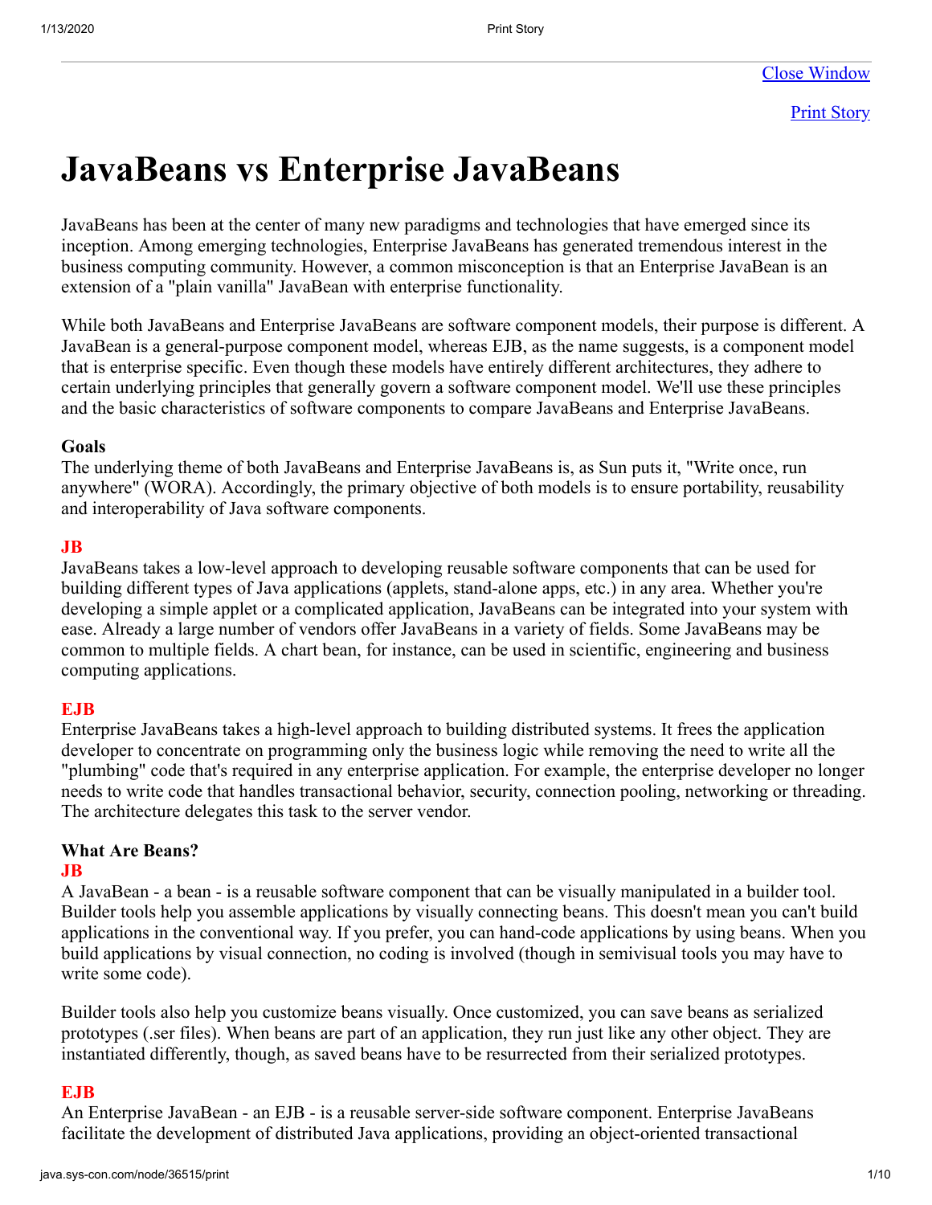# JavaBeans vs Enterprise JavaBeans

JavaBeans has been at the center of many new paradigms and technologies that have emerged since its inception. Among emerging technologies, Enterprise JavaBeans has generated tremendous interest in the business computing community. However, a common misconception is that an Enterprise JavaBean is an extension of a "plain vanilla" JavaBean with enterprise functionality.

While both JavaBeans and Enterprise JavaBeans are software component models, their purpose is different. A JavaBean is a general-purpose component model, whereas EJB, as the name suggests, is a component model that is enterprise specific. Even though these models have entirely different architectures, they adhere to certain underlying principles that generally govern a software component model. We'll use these principles and the basic characteristics of software components to compare JavaBeans and Enterprise JavaBeans.

**Goals**

The underlying theme of both JavaBeans and Enterprise JavaBeans is, as Sun puts it, "Write once, run anywhere" (WORA). Accordingly, the primary objective of both models is to ensure portability, reusability and interoperability of Java software components.

**JB**

JavaBeans takes a low-level approach to developing reusable software components that can be used for building different types of Java applications (applets, stand-alone apps, etc.) in any area. Whether you're developing a simple applet or a complicated application, JavaBeans can be integrated into your system with ease. Already a large number of vendors offer JavaBeans in a variety of fields. Some JavaBeans may be common to multiple fields. A chart bean, for instance, can be used in scientific, engineering and business computing applications.

**EJB**

Enterprise JavaBeans takes a high-level approach to building distributed systems. It frees the application developer to concentrate on programming only the business logic while removing the need to write all the "plumbing" code that's required in any enterprise application. For example, the enterprise developer no longer needs to write code that handles transactional behavior, security, connection pooling, networking or threading. The architecture delegates this task to the server vendor.

**What Are Beans?**

**JB**

A JavaBean - a bean - is a reusable software component that can be visually manipulated in a builder tool. Builder tools help you assemble applications by visually connecting beans. This doesn't mean you can't build applications in the conventional way. If you prefer, you can hand-code applications by using beans. When you build applications by visual connection, no coding is involved (though in semivisual tools you may have to write some code).

Builder tools also help you customize beans visually. Once customized, you can save beans as serialized prototypes (.ser files). When beans are part of an application, they run just like any other object. They are instantiated differently, though, as saved beans have to be resurrected from their serialized prototypes.

**EJB**

An Enterprise JavaBean - an EJB - is a reusable server-side software component. Enterprise JavaBeans facilitate the development of distributed Java applications, providing an object-oriented transactional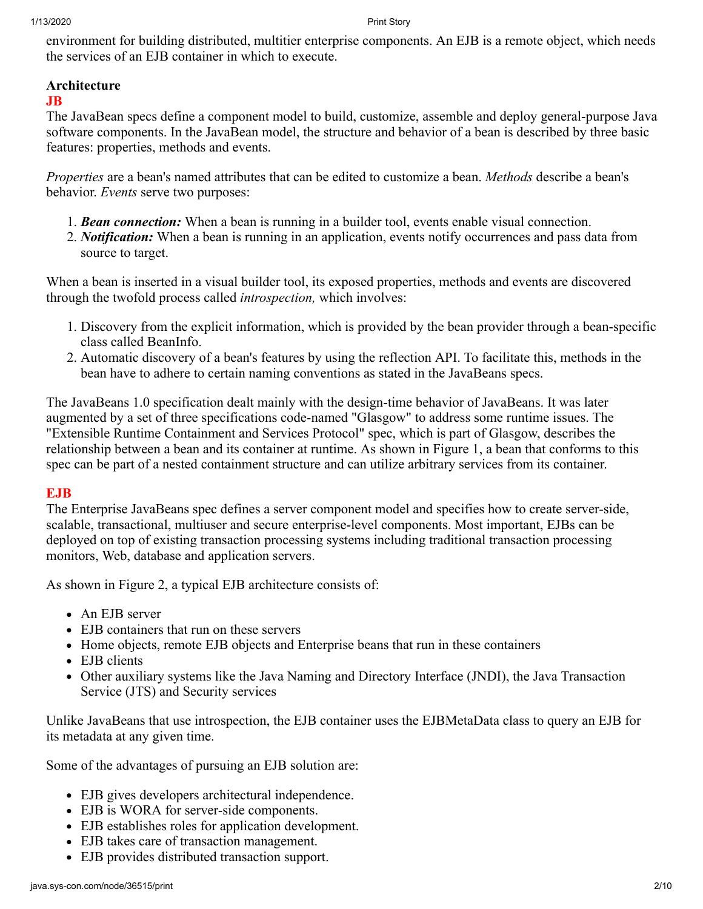environment for building distributed, multitier enterprise components. An EJB is a remote object, which needs the services of an EJB container in which to execute.

## Architecture

### JB

The JavaBean specs define a component model to build, customize, assemble and deploy general-purpose Java software components. In the JavaBean model, the structure and behavior of a bean is described by three basic features: properties, methods and events.

*Properties* are a bean's named attributes that can be edited to customize a bean. *Methods* describe a bean's behavior. *Events* serve two purposes:

1. ***Bean connection:*** When a bean is running in a builder tool, events enable visual connection.
2. ***Notification:*** When a bean is running in an application, events notify occurrences and pass data from source to target.

When a bean is inserted in a visual builder tool, its exposed properties, methods and events are discovered through the twofold process called *introspection,* which involves:

1. Discovery from the explicit information, which is provided by the bean provider through a bean-specific class called BeanInfo.
2. Automatic discovery of a bean's features by using the reflection API. To facilitate this, methods in the bean have to adhere to certain naming conventions as stated in the JavaBeans specs.

The JavaBeans 1.0 specification dealt mainly with the design-time behavior of JavaBeans. It was later augmented by a set of three specifications code-named "Glasgow" to address some runtime issues. The "Extensible Runtime Containment and Services Protocol" spec, which is part of Glasgow, describes the relationship between a bean and its container at runtime. As shown in Figure 1, a bean that conforms to this spec can be part of a nested containment structure and can utilize arbitrary services from its container.

### EJB

The Enterprise JavaBeans spec defines a server component model and specifies how to create server-side, scalable, transactional, multiuser and secure enterprise-level components. Most important, EJBs can be deployed on top of existing transaction processing systems including traditional transaction processing monitors, Web, database and application servers.

As shown in Figure 2, a typical EJB architecture consists of:

- An EJB server
- EJB containers that run on these servers
- Home objects, remote EJB objects and Enterprise beans that run in these containers
- EJB clients
- Other auxiliary systems like the Java Naming and Directory Interface (JNDI), the Java Transaction Service (JTS) and Security services

Unlike JavaBeans that use introspection, the EJB container uses the EJBMetaData class to query an EJB for its metadata at any given time.

Some of the advantages of pursuing an EJB solution are:

- EJB gives developers architectural independence.
- EJB is WORA for server-side components.
- EJB establishes roles for application development.
- EJB takes care of transaction management.
- EJB provides distributed transaction support.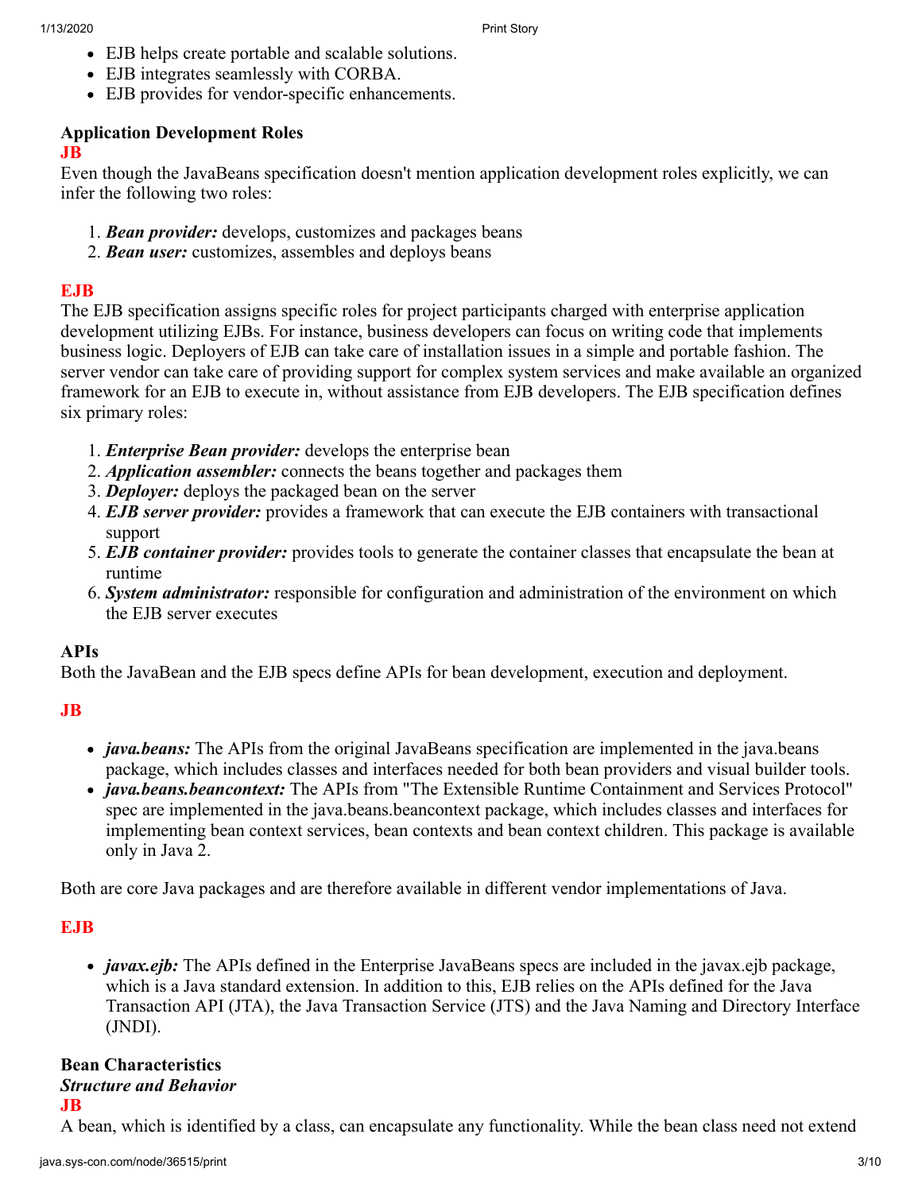- EJB helps create portable and scalable solutions.
- EJB integrates seamlessly with CORBA.
- EJB provides for vendor-specific enhancements.

**Application Development Roles**

**JB**

Even though the JavaBeans specification doesn't mention application development roles explicitly, we can infer the following two roles:

1. ***Bean provider:*** develops, customizes and packages beans
2. ***Bean user:*** customizes, assembles and deploys beans

**EJB**

The EJB specification assigns specific roles for project participants charged with enterprise application development utilizing EJBs. For instance, business developers can focus on writing code that implements business logic. Deployers of EJB can take care of installation issues in a simple and portable fashion. The server vendor can take care of providing support for complex system services and make available an organized framework for an EJB to execute in, without assistance from EJB developers. The EJB specification defines six primary roles:

1. ***Enterprise Bean provider:*** develops the enterprise bean
2. ***Application assembler:*** connects the beans together and packages them
3. ***Deployer:*** deploys the packaged bean on the server
4. ***EJB server provider:*** provides a framework that can execute the EJB containers with transactional support
5. ***EJB container provider:*** provides tools to generate the container classes that encapsulate the bean at runtime
6. ***System administrator:*** responsible for configuration and administration of the environment on which the EJB server executes

**APIs**

Both the JavaBean and the EJB specs define APIs for bean development, execution and deployment.

**JB**

- ***java.beans:*** The APIs from the original JavaBeans specification are implemented in the java.beans package, which includes classes and interfaces needed for both bean providers and visual builder tools.
- ***java.beans.beancontext:*** The APIs from "The Extensible Runtime Containment and Services Protocol" spec are implemented in the java.beans.beancontext package, which includes classes and interfaces for implementing bean context services, bean contexts and bean context children. This package is available only in Java 2.

Both are core Java packages and are therefore available in different vendor implementations of Java.

**EJB**

- ***javax.ejb:*** The APIs defined in the Enterprise JavaBeans specs are included in the javax.ejb package, which is a Java standard extension. In addition to this, EJB relies on the APIs defined for the Java Transaction API (JTA), the Java Transaction Service (JTS) and the Java Naming and Directory Interface (JNDI).

**Bean Characteristics**

***Structure and Behavior***

**JB**

A bean, which is identified by a class, can encapsulate any functionality. While the bean class need not extend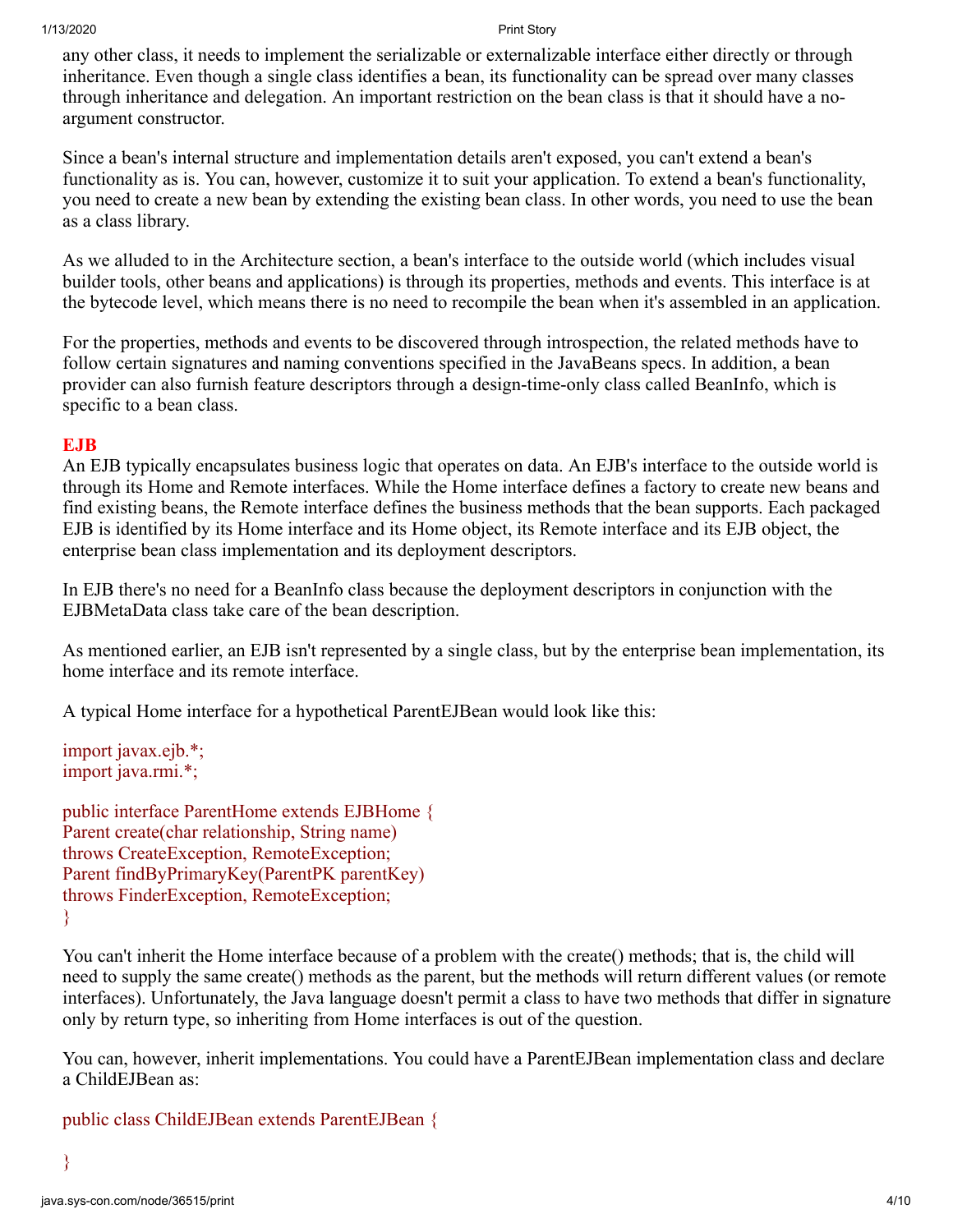any other class, it needs to implement the serializable or externalizable interface either directly or through inheritance. Even though a single class identifies a bean, its functionality can be spread over many classes through inheritance and delegation. An important restriction on the bean class is that it should have a no-argument constructor.

Since a bean's internal structure and implementation details aren't exposed, you can't extend a bean's functionality as is. You can, however, customize it to suit your application. To extend a bean's functionality, you need to create a new bean by extending the existing bean class. In other words, you need to use the bean as a class library.

As we alluded to in the Architecture section, a bean's interface to the outside world (which includes visual builder tools, other beans and applications) is through its properties, methods and events. This interface is at the bytecode level, which means there is no need to recompile the bean when it's assembled in an application.

For the properties, methods and events to be discovered through introspection, the related methods have to follow certain signatures and naming conventions specified in the JavaBeans specs. In addition, a bean provider can also furnish feature descriptors through a design-time-only class called BeanInfo, which is specific to a bean class.

### EJB

An EJB typically encapsulates business logic that operates on data. An EJB's interface to the outside world is through its Home and Remote interfaces. While the Home interface defines a factory to create new beans and find existing beans, the Remote interface defines the business methods that the bean supports. Each packaged EJB is identified by its Home interface and its Home object, its Remote interface and its EJB object, the enterprise bean class implementation and its deployment descriptors.

In EJB there's no need for a BeanInfo class because the deployment descriptors in conjunction with the EJBMetaData class take care of the bean description.

As mentioned earlier, an EJB isn't represented by a single class, but by the enterprise bean implementation, its home interface and its remote interface.

A typical Home interface for a hypothetical ParentEJBean would look like this:

```
import javax.ejb.*;
import java.rmi.*;

public interface ParentHome extends EJBHome {
Parent create(char relationship, String name)
throws CreateException, RemoteException;
Parent findByPrimaryKey(ParentPK parentKey)
throws FinderException, RemoteException;
}
```

You can't inherit the Home interface because of a problem with the create() methods; that is, the child will need to supply the same create() methods as the parent, but the methods will return different values (or remote interfaces). Unfortunately, the Java language doesn't permit a class to have two methods that differ in signature only by return type, so inheriting from Home interfaces is out of the question.

You can, however, inherit implementations. You could have a ParentEJBean implementation class and declare a ChildEJBean as:

```
public class ChildEJBean extends ParentEJBean {

}
```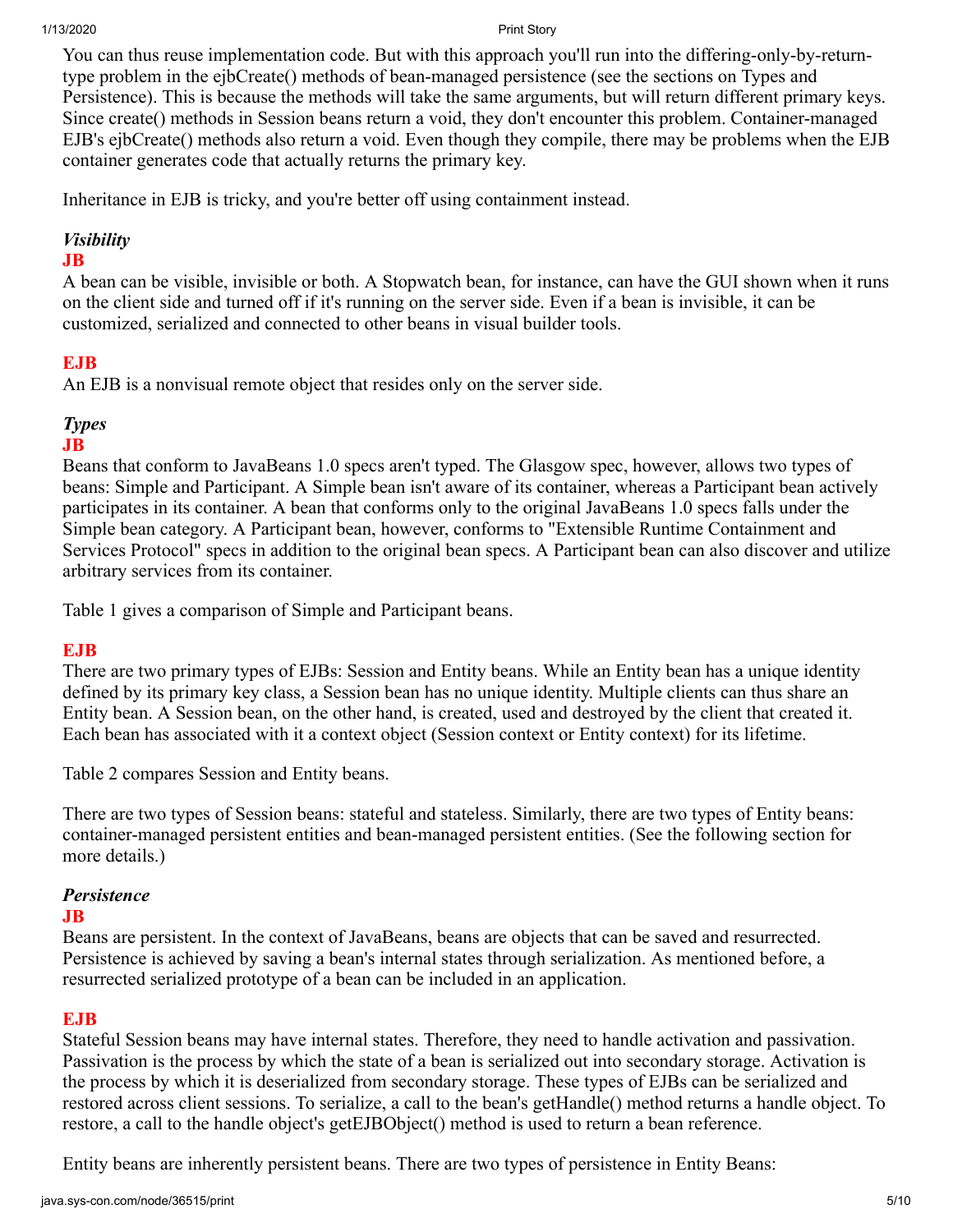You can thus reuse implementation code. But with this approach you'll run into the differing-only-by-return-type problem in the ejbCreate() methods of bean-managed persistence (see the sections on Types and Persistence). This is because the methods will take the same arguments, but will return different primary keys. Since create() methods in Session beans return a void, they don't encounter this problem. Container-managed EJB's ejbCreate() methods also return a void. Even though they compile, there may be problems when the EJB container generates code that actually returns the primary key.

Inheritance in EJB is tricky, and you're better off using containment instead.

***Visibility***

**JB**

A bean can be visible, invisible or both. A Stopwatch bean, for instance, can have the GUI shown when it runs on the client side and turned off if it's running on the server side. Even if a bean is invisible, it can be customized, serialized and connected to other beans in visual builder tools.

**EJB**

An EJB is a nonvisual remote object that resides only on the server side.

***Types***

**JB**

Beans that conform to JavaBeans 1.0 specs aren't typed. The Glasgow spec, however, allows two types of beans: Simple and Participant. A Simple bean isn't aware of its container, whereas a Participant bean actively participates in its container. A bean that conforms only to the original JavaBeans 1.0 specs falls under the Simple bean category. A Participant bean, however, conforms to "Extensible Runtime Containment and Services Protocol" specs in addition to the original bean specs. A Participant bean can also discover and utilize arbitrary services from its container.

Table 1 gives a comparison of Simple and Participant beans.

**EJB**

There are two primary types of EJBs: Session and Entity beans. While an Entity bean has a unique identity defined by its primary key class, a Session bean has no unique identity. Multiple clients can thus share an Entity bean. A Session bean, on the other hand, is created, used and destroyed by the client that created it. Each bean has associated with it a context object (Session context or Entity context) for its lifetime.

Table 2 compares Session and Entity beans.

There are two types of Session beans: stateful and stateless. Similarly, there are two types of Entity beans: container-managed persistent entities and bean-managed persistent entities. (See the following section for more details.)

***Persistence***

**JB**

Beans are persistent. In the context of JavaBeans, beans are objects that can be saved and resurrected. Persistence is achieved by saving a bean's internal states through serialization. As mentioned before, a resurrected serialized prototype of a bean can be included in an application.

**EJB**

Stateful Session beans may have internal states. Therefore, they need to handle activation and passivation. Passivation is the process by which the state of a bean is serialized out into secondary storage. Activation is the process by which it is deserialized from secondary storage. These types of EJBs can be serialized and restored across client sessions. To serialize, a call to the bean's getHandle() method returns a handle object. To restore, a call to the handle object's getEJBObject() method is used to return a bean reference.

Entity beans are inherently persistent beans. There are two types of persistence in Entity Beans: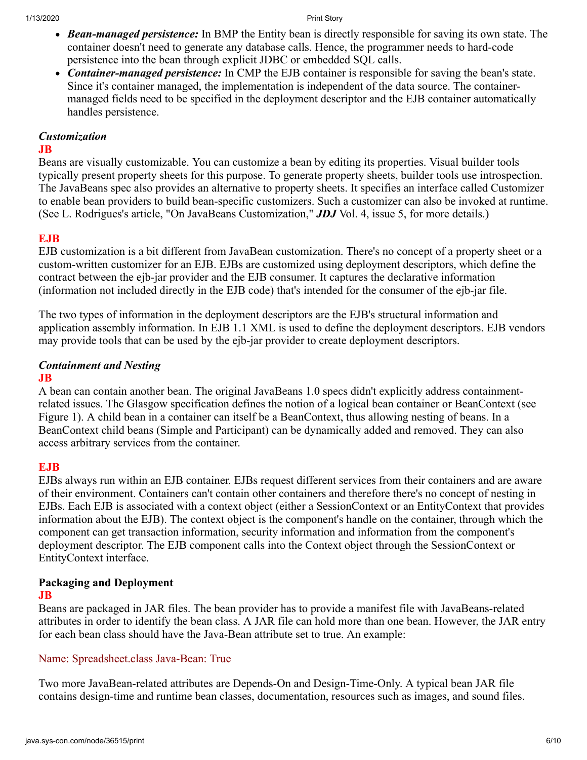- ***Bean-managed persistence:*** In BMP the Entity bean is directly responsible for saving its own state. The container doesn't need to generate any database calls. Hence, the programmer needs to hard-code persistence into the bean through explicit JDBC or embedded SQL calls.
- ***Container-managed persistence:*** In CMP the EJB container is responsible for saving the bean's state. Since it's container managed, the implementation is independent of the data source. The container-managed fields need to be specified in the deployment descriptor and the EJB container automatically handles persistence.

***Customization***

**JB**

Beans are visually customizable. You can customize a bean by editing its properties. Visual builder tools typically present property sheets for this purpose. To generate property sheets, builder tools use introspection. The JavaBeans spec also provides an alternative to property sheets. It specifies an interface called Customizer to enable bean providers to build bean-specific customizers. Such a customizer can also be invoked at runtime. (See L. Rodrigues's article, "On JavaBeans Customization," ***JDJ*** Vol. 4, issue 5, for more details.)

**EJB**

EJB customization is a bit different from JavaBean customization. There's no concept of a property sheet or a custom-written customizer for an EJB. EJBs are customized using deployment descriptors, which define the contract between the ejb-jar provider and the EJB consumer. It captures the declarative information (information not included directly in the EJB code) that's intended for the consumer of the ejb-jar file.

The two types of information in the deployment descriptors are the EJB's structural information and application assembly information. In EJB 1.1 XML is used to define the deployment descriptors. EJB vendors may provide tools that can be used by the ejb-jar provider to create deployment descriptors.

***Containment and Nesting***

**JB**

A bean can contain another bean. The original JavaBeans 1.0 specs didn't explicitly address containment-related issues. The Glasgow specification defines the notion of a logical bean container or BeanContext (see Figure 1). A child bean in a container can itself be a BeanContext, thus allowing nesting of beans. In a BeanContext child beans (Simple and Participant) can be dynamically added and removed. They can also access arbitrary services from the container.

**EJB**

EJBs always run within an EJB container. EJBs request different services from their containers and are aware of their environment. Containers can't contain other containers and therefore there's no concept of nesting in EJBs. Each EJB is associated with a context object (either a SessionContext or an EntityContext that provides information about the EJB). The context object is the component's handle on the container, through which the component can get transaction information, security information and information from the component's deployment descriptor. The EJB component calls into the Context object through the SessionContext or EntityContext interface.

**Packaging and Deployment**

**JB**

Beans are packaged in JAR files. The bean provider has to provide a manifest file with JavaBeans-related attributes in order to identify the bean class. A JAR file can hold more than one bean. However, the JAR entry for each bean class should have the Java-Bean attribute set to true. An example:

```
Name: Spreadsheet.class Java-Bean: True
```

Two more JavaBean-related attributes are Depends-On and Design-Time-Only. A typical bean JAR file contains design-time and runtime bean classes, documentation, resources such as images, and sound files.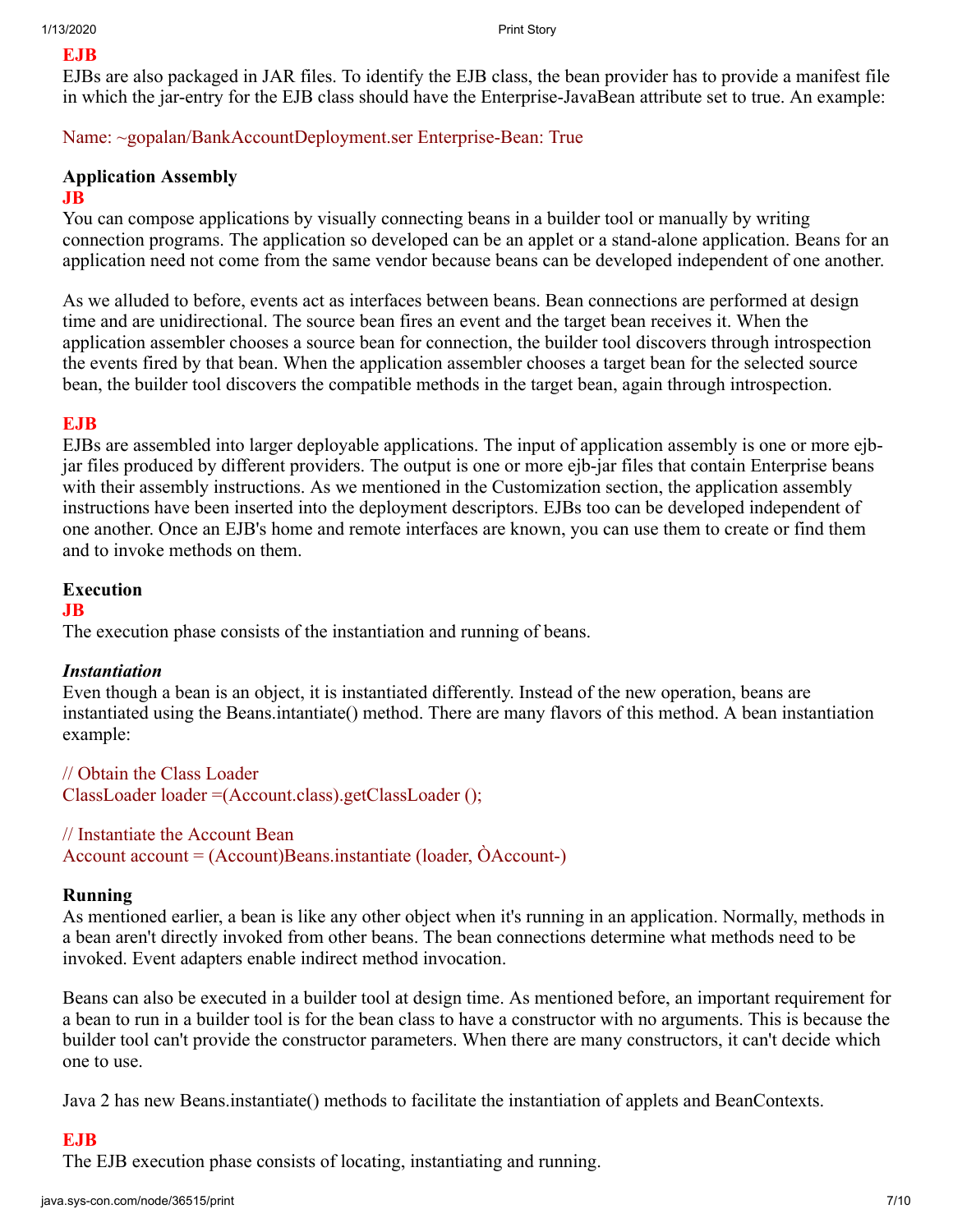**EJB**

EJBs are also packaged in JAR files. To identify the EJB class, the bean provider has to provide a manifest file in which the jar-entry for the EJB class should have the Enterprise-JavaBean attribute set to true. An example:

```
Name: ~gopalan/BankAccountDeployment.ser Enterprise-Bean: True
```

### Application Assembly

**JB**

You can compose applications by visually connecting beans in a builder tool or manually by writing connection programs. The application so developed can be an applet or a stand-alone application. Beans for an application need not come from the same vendor because beans can be developed independent of one another.

As we alluded to before, events act as interfaces between beans. Bean connections are performed at design time and are unidirectional. The source bean fires an event and the target bean receives it. When the application assembler chooses a source bean for connection, the builder tool discovers through introspection the events fired by that bean. When the application assembler chooses a target bean for the selected source bean, the builder tool discovers the compatible methods in the target bean, again through introspection.

**EJB**

EJBs are assembled into larger deployable applications. The input of application assembly is one or more ejb-jar files produced by different providers. The output is one or more ejb-jar files that contain Enterprise beans with their assembly instructions. As we mentioned in the Customization section, the application assembly instructions have been inserted into the deployment descriptors. EJBs too can be developed independent of one another. Once an EJB's home and remote interfaces are known, you can use them to create or find them and to invoke methods on them.

### Execution

**JB**

The execution phase consists of the instantiation and running of beans.

***Instantiation***

Even though a bean is an object, it is instantiated differently. Instead of the new operation, beans are instantiated using the Beans.intantiate() method. There are many flavors of this method. A bean instantiation example:

```
// Obtain the Class Loader
ClassLoader loader =(Account.class).getClassLoader ();

// Instantiate the Account Bean
Account account = (Account)Beans.instantiate (loader, ÒAccount-)
```

**Running**

As mentioned earlier, a bean is like any other object when it's running in an application. Normally, methods in a bean aren't directly invoked from other beans. The bean connections determine what methods need to be invoked. Event adapters enable indirect method invocation.

Beans can also be executed in a builder tool at design time. As mentioned before, an important requirement for a bean to run in a builder tool is for the bean class to have a constructor with no arguments. This is because the builder tool can't provide the constructor parameters. When there are many constructors, it can't decide which one to use.

Java 2 has new Beans.instantiate() methods to facilitate the instantiation of applets and BeanContexts.

**EJB**

The EJB execution phase consists of locating, instantiating and running.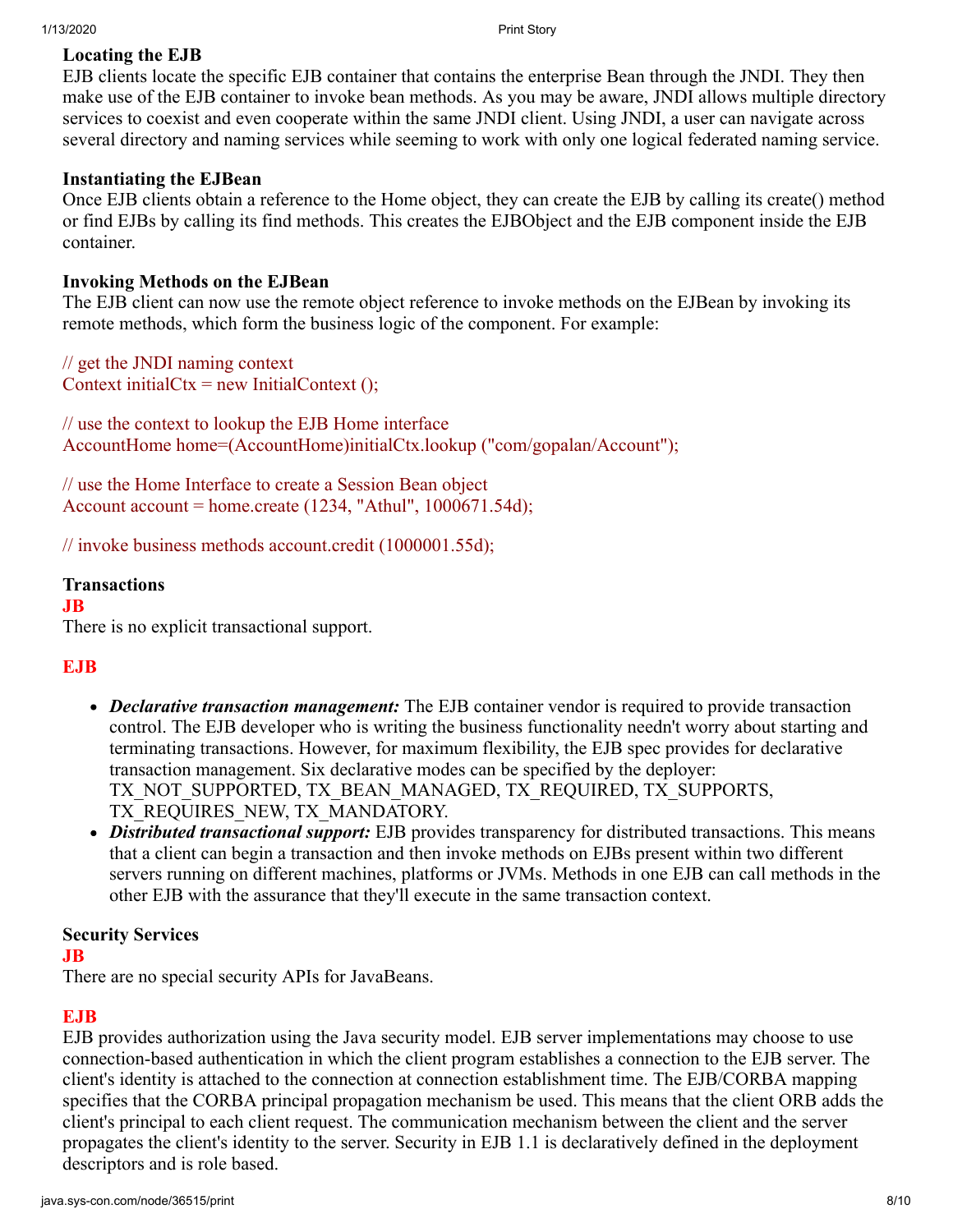### Locating the EJB

EJB clients locate the specific EJB container that contains the enterprise Bean through the JNDI. They then make use of the EJB container to invoke bean methods. As you may be aware, JNDI allows multiple directory services to coexist and even cooperate within the same JNDI client. Using JNDI, a user can navigate across several directory and naming services while seeming to work with only one logical federated naming service.

### Instantiating the EJBean

Once EJB clients obtain a reference to the Home object, they can create the EJB by calling its create() method or find EJBs by calling its find methods. This creates the EJBObject and the EJB component inside the EJB container.

### Invoking Methods on the EJBean

The EJB client can now use the remote object reference to invoke methods on the EJBean by invoking its remote methods, which form the business logic of the component. For example:

```
// get the JNDI naming context
Context initialCtx = new InitialContext ();

// use the context to lookup the EJB Home interface
AccountHome home=(AccountHome)initialCtx.lookup ("com/gopalan/Account");

// use the Home Interface to create a Session Bean object
Account account = home.create (1234, "Athul", 1000671.54d);

// invoke business methods account.credit (1000001.55d);
```

### Transactions

**JB**

There is no explicit transactional support.

**EJB**

- ***Declarative transaction management:*** The EJB container vendor is required to provide transaction control. The EJB developer who is writing the business functionality needn't worry about starting and terminating transactions. However, for maximum flexibility, the EJB spec provides for declarative transaction management. Six declarative modes can be specified by the deployer: TX_NOT_SUPPORTED, TX_BEAN_MANAGED, TX_REQUIRED, TX_SUPPORTS, TX_REQUIRES_NEW, TX_MANDATORY.
- ***Distributed transactional support:*** EJB provides transparency for distributed transactions. This means that a client can begin a transaction and then invoke methods on EJBs present within two different servers running on different machines, platforms or JVMs. Methods in one EJB can call methods in the other EJB with the assurance that they'll execute in the same transaction context.

### Security Services

**JB**

There are no special security APIs for JavaBeans.

**EJB**

EJB provides authorization using the Java security model. EJB server implementations may choose to use connection-based authentication in which the client program establishes a connection to the EJB server. The client's identity is attached to the connection at connection establishment time. The EJB/CORBA mapping specifies that the CORBA principal propagation mechanism be used. This means that the client ORB adds the client's principal to each client request. The communication mechanism between the client and the server propagates the client's identity to the server. Security in EJB 1.1 is declaratively defined in the deployment descriptors and is role based.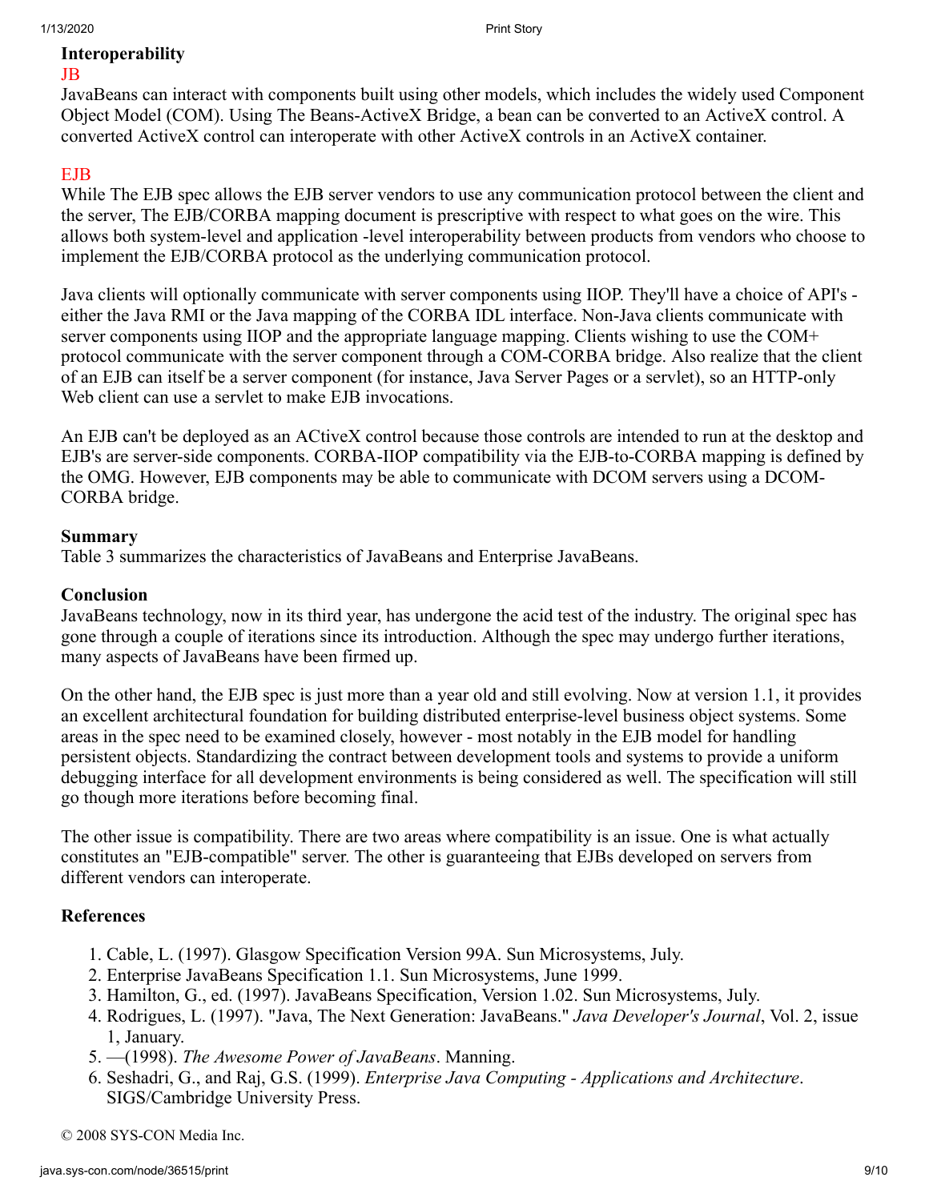**Interoperability**

JB

JavaBeans can interact with components built using other models, which includes the widely used Component Object Model (COM). Using The Beans-ActiveX Bridge, a bean can be converted to an ActiveX control. A converted ActiveX control can interoperate with other ActiveX controls in an ActiveX container.

EJB

While The EJB spec allows the EJB server vendors to use any communication protocol between the client and the server, The EJB/CORBA mapping document is prescriptive with respect to what goes on the wire. This allows both system-level and application -level interoperability between products from vendors who choose to implement the EJB/CORBA protocol as the underlying communication protocol.

Java clients will optionally communicate with server components using IIOP. They'll have a choice of API's - either the Java RMI or the Java mapping of the CORBA IDL interface. Non-Java clients communicate with server components using IIOP and the appropriate language mapping. Clients wishing to use the COM+ protocol communicate with the server component through a COM-CORBA bridge. Also realize that the client of an EJB can itself be a server component (for instance, Java Server Pages or a servlet), so an HTTP-only Web client can use a servlet to make EJB invocations.

An EJB can't be deployed as an ACtiveX control because those controls are intended to run at the desktop and EJB's are server-side components. CORBA-IIOP compatibility via the EJB-to-CORBA mapping is defined by the OMG. However, EJB components may be able to communicate with DCOM servers using a DCOM-CORBA bridge.

**Summary**

Table 3 summarizes the characteristics of JavaBeans and Enterprise JavaBeans.

**Conclusion**

JavaBeans technology, now in its third year, has undergone the acid test of the industry. The original spec has gone through a couple of iterations since its introduction. Although the spec may undergo further iterations, many aspects of JavaBeans have been firmed up.

On the other hand, the EJB spec is just more than a year old and still evolving. Now at version 1.1, it provides an excellent architectural foundation for building distributed enterprise-level business object systems. Some areas in the spec need to be examined closely, however - most notably in the EJB model for handling persistent objects. Standardizing the contract between development tools and systems to provide a uniform debugging interface for all development environments is being considered as well. The specification will still go though more iterations before becoming final.

The other issue is compatibility. There are two areas where compatibility is an issue. One is what actually constitutes an "EJB-compatible" server. The other is guaranteeing that EJBs developed on servers from different vendors can interoperate.

**References**

1. Cable, L. (1997). Glasgow Specification Version 99A. Sun Microsystems, July.
2. Enterprise JavaBeans Specification 1.1. Sun Microsystems, June 1999.
3. Hamilton, G., ed. (1997). JavaBeans Specification, Version 1.02. Sun Microsystems, July.
4. Rodrigues, L. (1997). "Java, The Next Generation: JavaBeans." *Java Developer's Journal*, Vol. 2, issue 1, January.
5. —(1998). *The Awesome Power of JavaBeans*. Manning.
6. Seshadri, G., and Raj, G.S. (1999). *Enterprise Java Computing - Applications and Architecture*. SIGS/Cambridge University Press.

© 2008 SYS-CON Media Inc.